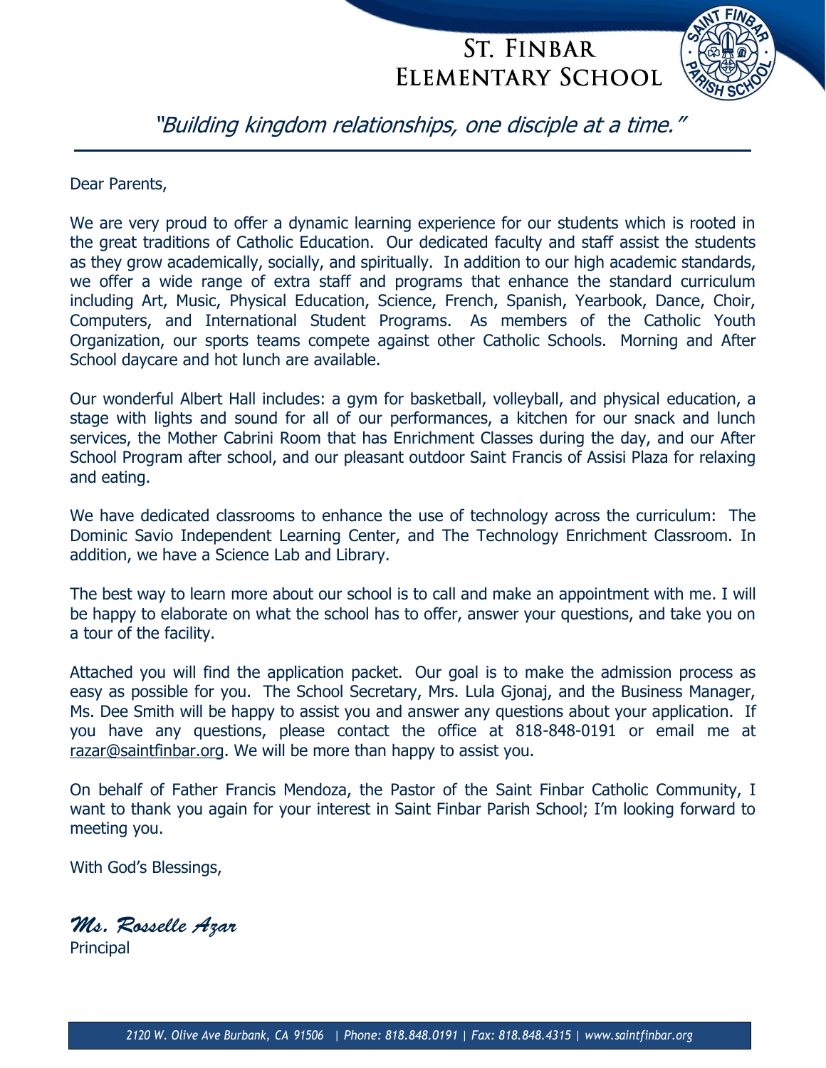# St. Finbar Elementary School

*"Building kingdom relationships, one disciple at a time."*

Dear Parents,

We are very proud to offer a dynamic learning experience for our students which is rooted in the great traditions of Catholic Education. Our dedicated faculty and staff assist the students as they grow academically, socially, and spiritually. In addition to our high academic standards, we offer a wide range of extra staff and programs that enhance the standard curriculum including Art, Music, Physical Education, Science, French, Spanish, Yearbook, Dance, Choir, Computers, and International Student Programs. As members of the Catholic Youth Organization, our sports teams compete against other Catholic Schools. Morning and After School daycare and hot lunch are available.

Our wonderful Albert Hall includes: a gym for basketball, volleyball, and physical education, a stage with lights and sound for all of our performances, a kitchen for our snack and lunch services, the Mother Cabrini Room that has Enrichment Classes during the day, and our After School Program after school, and our pleasant outdoor Saint Francis of Assisi Plaza for relaxing and eating.

We have dedicated classrooms to enhance the use of technology across the curriculum: The Dominic Savio Independent Learning Center, and The Technology Enrichment Classroom. In addition, we have a Science Lab and Library.

The best way to learn more about our school is to call and make an appointment with me. I will be happy to elaborate on what the school has to offer, answer your questions, and take you on a tour of the facility.

Attached you will find the application packet. Our goal is to make the admission process as easy as possible for you. The School Secretary, Mrs. Lula Gjonaj, and the Business Manager, Ms. Dee Smith will be happy to assist you and answer any questions about your application. If you have any questions, please contact the office at 818-848-0191 or email me at razar@saintfinbar.org. We will be more than happy to assist you.

On behalf of Father Francis Mendoza, the Pastor of the Saint Finbar Catholic Community, I want to thank you again for your interest in Saint Finbar Parish School; I'm looking forward to meeting you.

With God's Blessings,

*Ms. Rosselle Azar*
Principal

*2120 W. Olive Ave Burbank, CA 91506 | Phone: 818.848.0191 | Fax: 818.848.4315 | www.saintfinbar.org*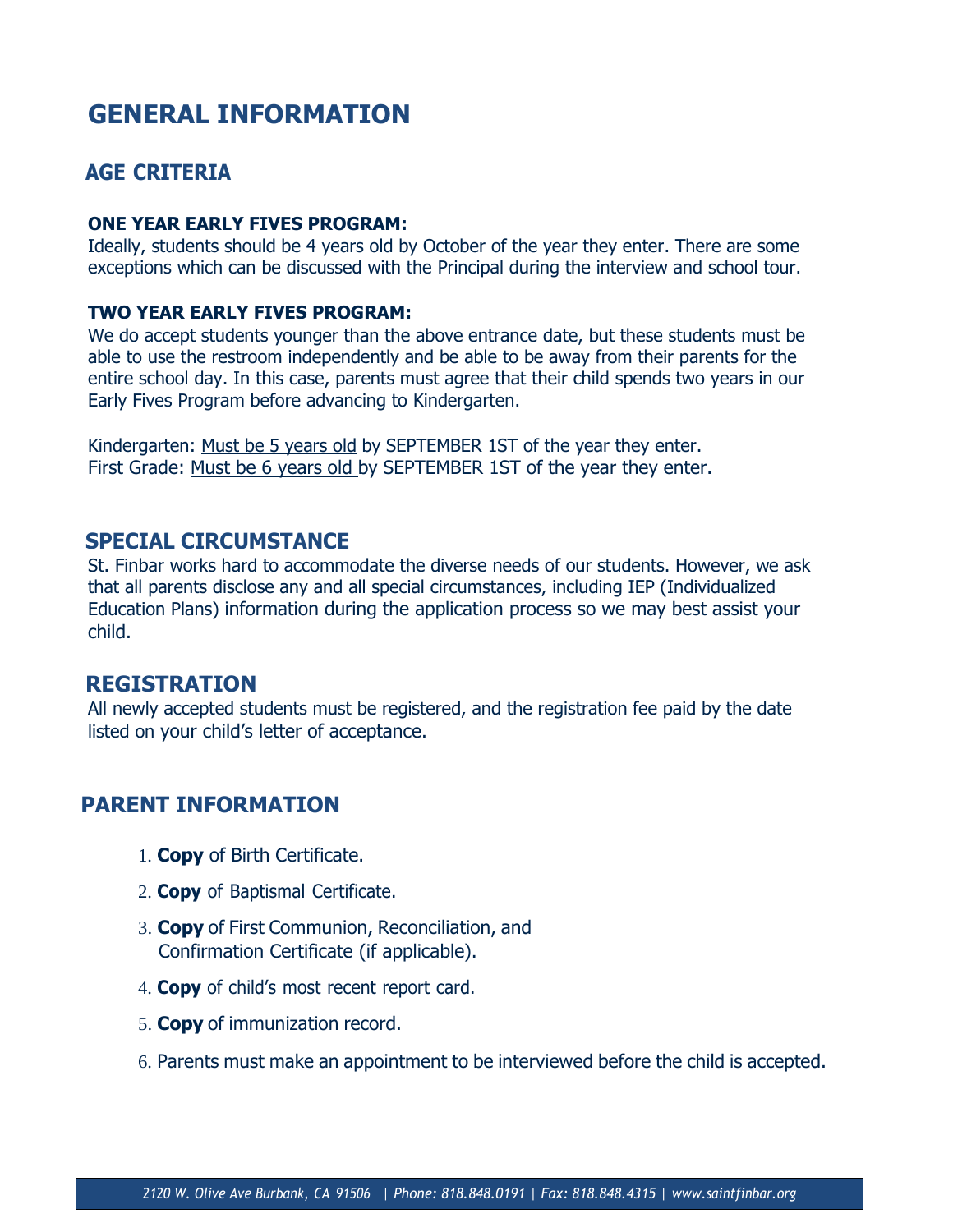# GENERAL INFORMATION

## AGE CRITERIA

**ONE YEAR EARLY FIVES PROGRAM:**
Ideally, students should be 4 years old by October of the year they enter. There are some exceptions which can be discussed with the Principal during the interview and school tour.

**TWO YEAR EARLY FIVES PROGRAM:**
We do accept students younger than the above entrance date, but these students must be able to use the restroom independently and be able to be away from their parents for the entire school day. In this case, parents must agree that their child spends two years in our Early Fives Program before advancing to Kindergarten.

Kindergarten: <u>Must be 5 years old</u> by SEPTEMBER 1ST of the year they enter.
First Grade: <u>Must be 6 years old</u> by SEPTEMBER 1ST of the year they enter.

## SPECIAL CIRCUMSTANCE

St. Finbar works hard to accommodate the diverse needs of our students. However, we ask that all parents disclose any and all special circumstances, including IEP (Individualized Education Plans) information during the application process so we may best assist your child.

## REGISTRATION

All newly accepted students must be registered, and the registration fee paid by the date listed on your child's letter of acceptance.

## PARENT INFORMATION

1. **Copy** of Birth Certificate.
2. **Copy** of Baptismal Certificate.
3. **Copy** of First Communion, Reconciliation, and Confirmation Certificate (if applicable).
4. **Copy** of child's most recent report card.
5. **Copy** of immunization record.
6. Parents must make an appointment to be interviewed before the child is accepted.

*2120 W. Olive Ave Burbank, CA 91506 | Phone: 818.848.0191 | Fax: 818.848.4315 | www.saintfinbar.org*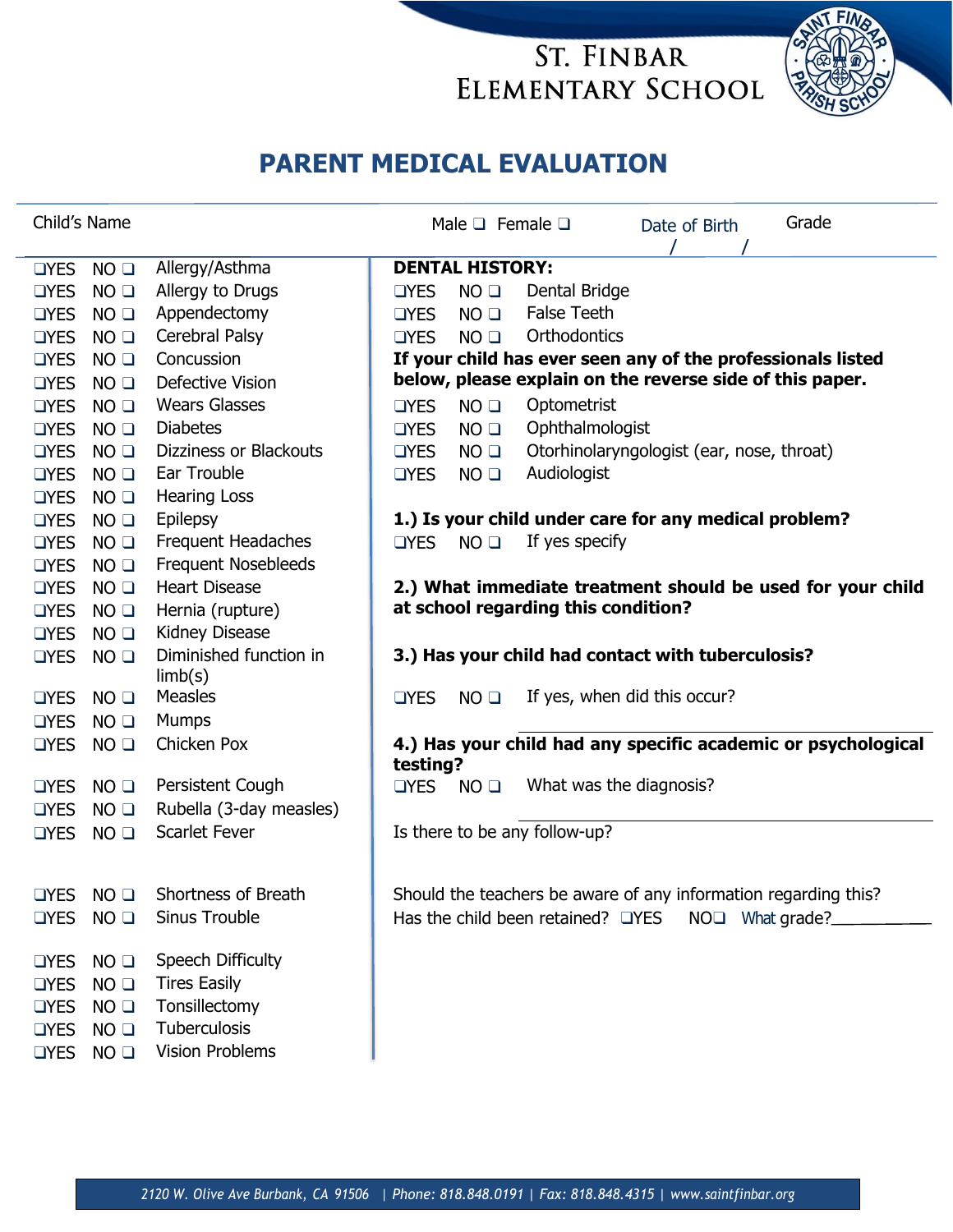ST. FINBAR
ELEMENTARY SCHOOL

# PARENT MEDICAL EVALUATION

Child's Name　　　　　　　　　　　　Male ❑ Female ❑　　　Date of Birth　/　/　　　Grade

❑YES NO ❑ Allergy/Asthma
❑YES NO ❑ Allergy to Drugs
❑YES NO ❑ Appendectomy
❑YES NO ❑ Cerebral Palsy
❑YES NO ❑ Concussion
❑YES NO ❑ Defective Vision
❑YES NO ❑ Wears Glasses
❑YES NO ❑ Diabetes
❑YES NO ❑ Dizziness or Blackouts
❑YES NO ❑ Ear Trouble
❑YES NO ❑ Hearing Loss
❑YES NO ❑ Epilepsy
❑YES NO ❑ Frequent Headaches
❑YES NO ❑ Frequent Nosebleeds
❑YES NO ❑ Heart Disease
❑YES NO ❑ Hernia (rupture)
❑YES NO ❑ Kidney Disease
❑YES NO ❑ Diminished function in limb(s)
❑YES NO ❑ Measles
❑YES NO ❑ Mumps
❑YES NO ❑ Chicken Pox
❑YES NO ❑ Persistent Cough
❑YES NO ❑ Rubella (3-day measles)
❑YES NO ❑ Scarlet Fever
❑YES NO ❑ Shortness of Breath
❑YES NO ❑ Sinus Trouble
❑YES NO ❑ Speech Difficulty
❑YES NO ❑ Tires Easily
❑YES NO ❑ Tonsillectomy
❑YES NO ❑ Tuberculosis
❑YES NO ❑ Vision Problems

**DENTAL HISTORY:**

❑YES NO ❑ Dental Bridge
❑YES NO ❑ False Teeth
❑YES NO ❑ Orthodontics

**If your child has ever seen any of the professionals listed below, please explain on the reverse side of this paper.**

❑YES NO ❑ Optometrist
❑YES NO ❑ Ophthalmologist
❑YES NO ❑ Otorhinolaryngologist (ear, nose, throat)
❑YES NO ❑ Audiologist

**1.) Is your child under care for any medical problem?**

❑YES NO ❑ If yes specify

**2.) What immediate treatment should be used for your child at school regarding this condition?**

**3.) Has your child had contact with tuberculosis?**

❑YES NO ❑ If yes, when did this occur?

______________________________

**4.) Has your child had any specific academic or psychological testing?**

❑YES NO ❑ What was the diagnosis?

______________________________

Is there to be any follow-up?

Should the teachers be aware of any information regarding this?

Has the child been retained? ❑YES NO❑ What grade?__________

2120 W. Olive Ave Burbank, CA 91506 | Phone: 818.848.0191 | Fax: 818.848.4315 | www.saintfinbar.org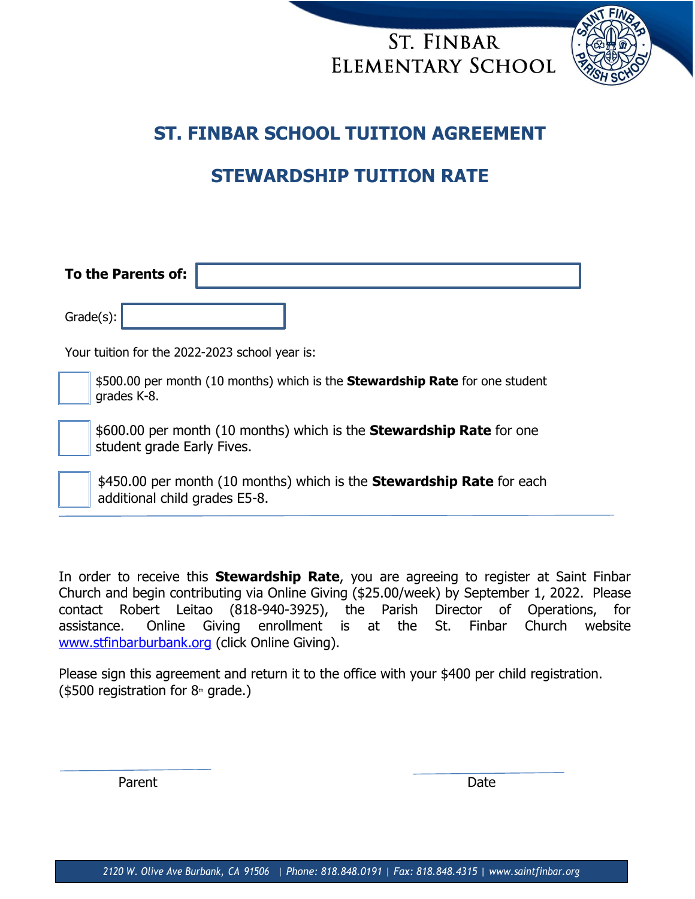ST. FINBAR
ELEMENTARY SCHOOL

# ST. FINBAR SCHOOL TUITION AGREEMENT

## STEWARDSHIP TUITION RATE

**To the Parents of:** ____________________

Grade(s): ____________

Your tuition for the 2022-2023 school year is:

- ☐ $500.00 per month (10 months) which is the **Stewardship Rate** for one student grades K-8.
- ☐ $600.00 per month (10 months) which is the **Stewardship Rate** for one student grade Early Fives.
- ☐ $450.00 per month (10 months) which is the **Stewardship Rate** for each additional child grades E5-8.

In order to receive this **Stewardship Rate**, you are agreeing to register at Saint Finbar Church and begin contributing via Online Giving ($25.00/week) by September 1, 2022. Please contact Robert Leitao (818-940-3925), the Parish Director of Operations, for assistance. Online Giving enrollment is at the St. Finbar Church website www.stfinbarburbank.org (click Online Giving).

Please sign this agreement and return it to the office with your $400 per child registration. ($500 registration for 8th grade.)

____________________ Parent

____________________ Date

*2120 W. Olive Ave Burbank, CA 91506 | Phone: 818.848.0191 | Fax: 818.848.4315 | www.saintfinbar.org*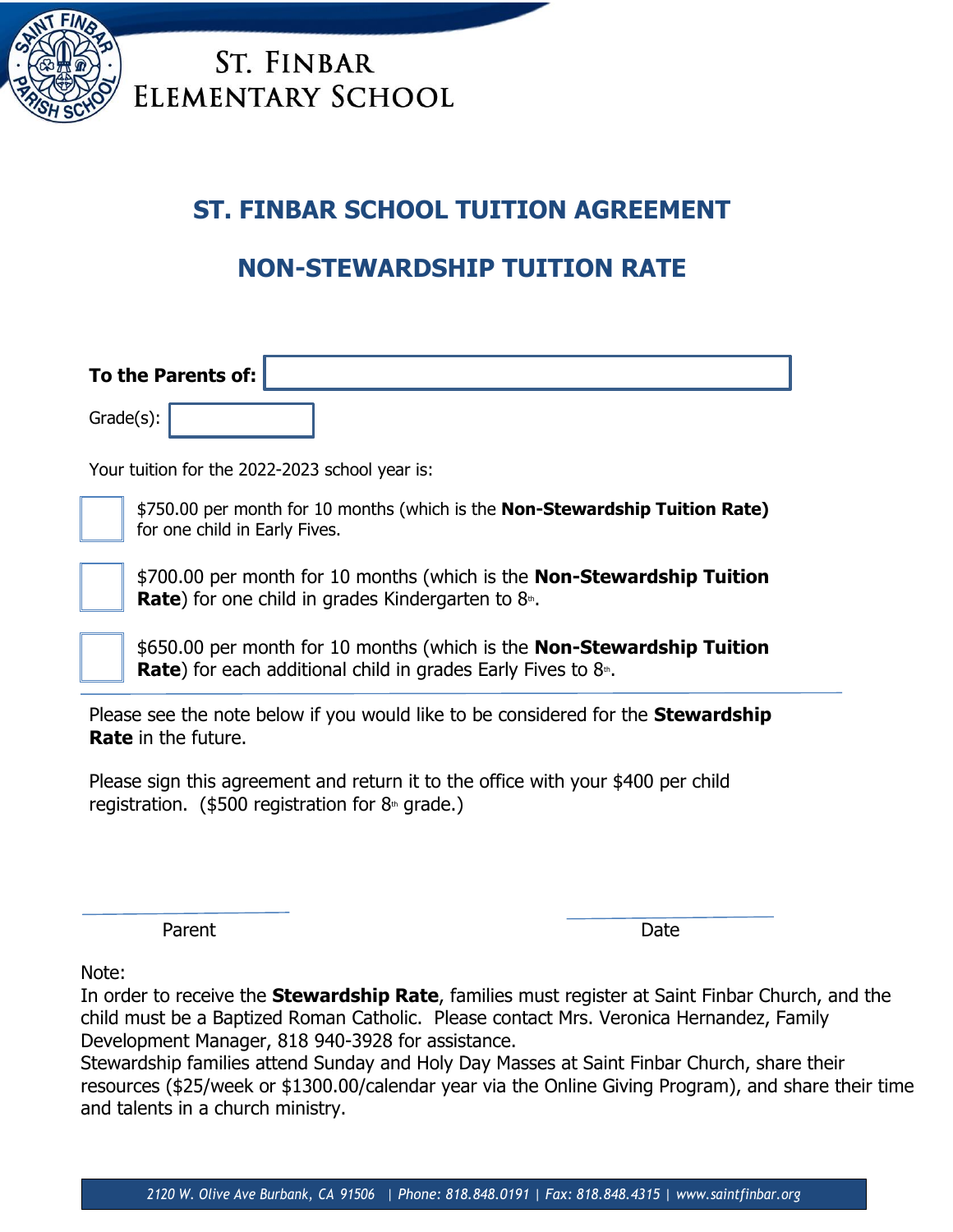ST. FINBAR ELEMENTARY SCHOOL

# ST. FINBAR SCHOOL TUITION AGREEMENT

## NON-STEWARDSHIP TUITION RATE

**To the Parents of:** ______________________

Grade(s): __________

Your tuition for the 2022-2023 school year is:

☐ $750.00 per month for 10 months (which is the **Non-Stewardship Tuition Rate)** for one child in Early Fives.

☐ $700.00 per month for 10 months (which is the **Non-Stewardship Tuition Rate**) for one child in grades Kindergarten to 8th.

☐ $650.00 per month for 10 months (which is the **Non-Stewardship Tuition Rate**) for each additional child in grades Early Fives to 8th.

Please see the note below if you would like to be considered for the **Stewardship Rate** in the future.

Please sign this agreement and return it to the office with your $400 per child registration. ($500 registration for 8th grade.)

______________________ Parent

______________________ Date

Note:
In order to receive the **Stewardship Rate**, families must register at Saint Finbar Church, and the child must be a Baptized Roman Catholic. Please contact Mrs. Veronica Hernandez, Family Development Manager, 818 940-3928 for assistance.
Stewardship families attend Sunday and Holy Day Masses at Saint Finbar Church, share their resources ($25/week or $1300.00/calendar year via the Online Giving Program), and share their time and talents in a church ministry.

*2120 W. Olive Ave Burbank, CA 91506 | Phone: 818.848.0191 | Fax: 818.848.4315 | www.saintfinbar.org*